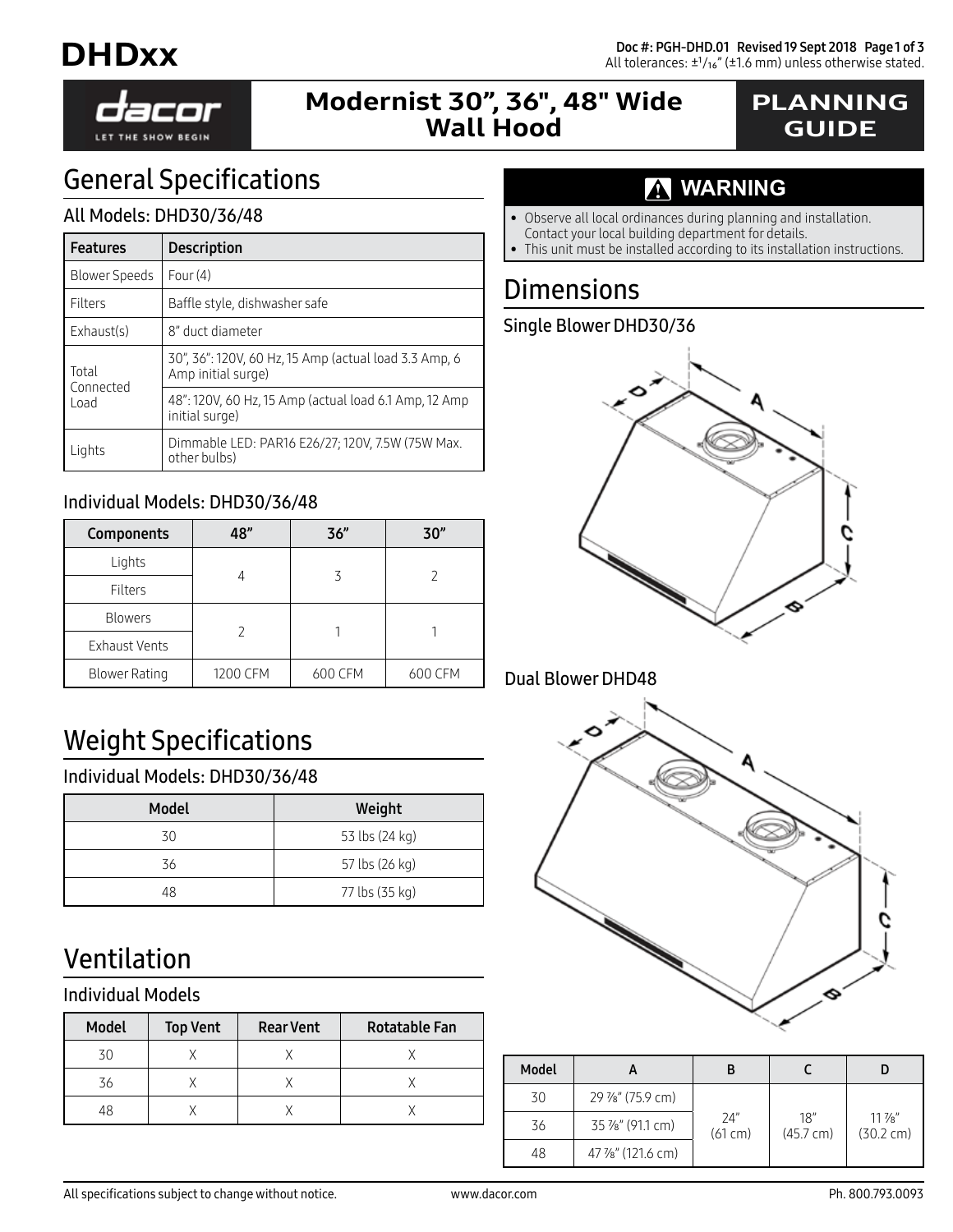# DHDxx

Doc #: PGH-DHD.01 Revised 19 Sept 2018

All tolerances: ±1/16" (±1.6 mm) unless otherwise stated.

dacor
LET THE SHOW BEGIN

## Modernist 30", 36", 48" Wide Wall Hood

## PLANNING GUIDE

## General Specifications

### All Models: DHD30/36/48

| Features | Description |
|---|---|
| Blower Speeds | Four (4) |
| Filters | Baffle style, dishwasher safe |
| Exhaust(s) | 8" duct diameter |
| Total Connected Load | 30", 36": 120V, 60 Hz, 15 Amp (actual load 3.3 Amp, 6 Amp initial surge) |
| | 48": 120V, 60 Hz, 15 Amp (actual load 6.1 Amp, 12 Amp initial surge) |
| Lights | Dimmable LED: PAR16 E26/27; 120V, 7.5W (75W Max. other bulbs) |

### Individual Models: DHD30/36/48

| Components | 48" | 36" | 30" |
|---|---|---|---|
| Lights | 4 | 3 | 2 |
| Filters | | | |
| Blowers | 2 | 1 | 1 |
| Exhaust Vents | | | |
| Blower Rating | 1200 CFM | 600 CFM | 600 CFM |

## Weight Specifications

### Individual Models: DHD30/36/48

| Model | Weight |
|---|---|
| 30 | 53 lbs (24 kg) |
| 36 | 57 lbs (26 kg) |
| 48 | 77 lbs (35 kg) |

## Ventilation

### Individual Models

| Model | Top Vent | Rear Vent | Rotatable Fan |
|---|---|---|---|
| 30 | X | X | X |
| 36 | X | X | X |
| 48 | X | X | X |

## ⚠ WARNING

- Observe all local ordinances during planning and installation. Contact your local building department for details.
- This unit must be installed according to its installation instructions.

## Dimensions

### Single Blower DHD30/36

### Dual Blower DHD48

| Model | A | B | C | D |
|---|---|---|---|---|
| 30 | 29 7/8" (75.9 cm) | 24" (61 cm) | 18" (45.7 cm) | 11 7/8" (30.2 cm) |
| 36 | 35 7/8" (91.1 cm) | | | |
| 48 | 47 7/8" (121.6 cm) | | | |

All specifications subject to change without notice. www.dacor.com Ph. 800.793.0093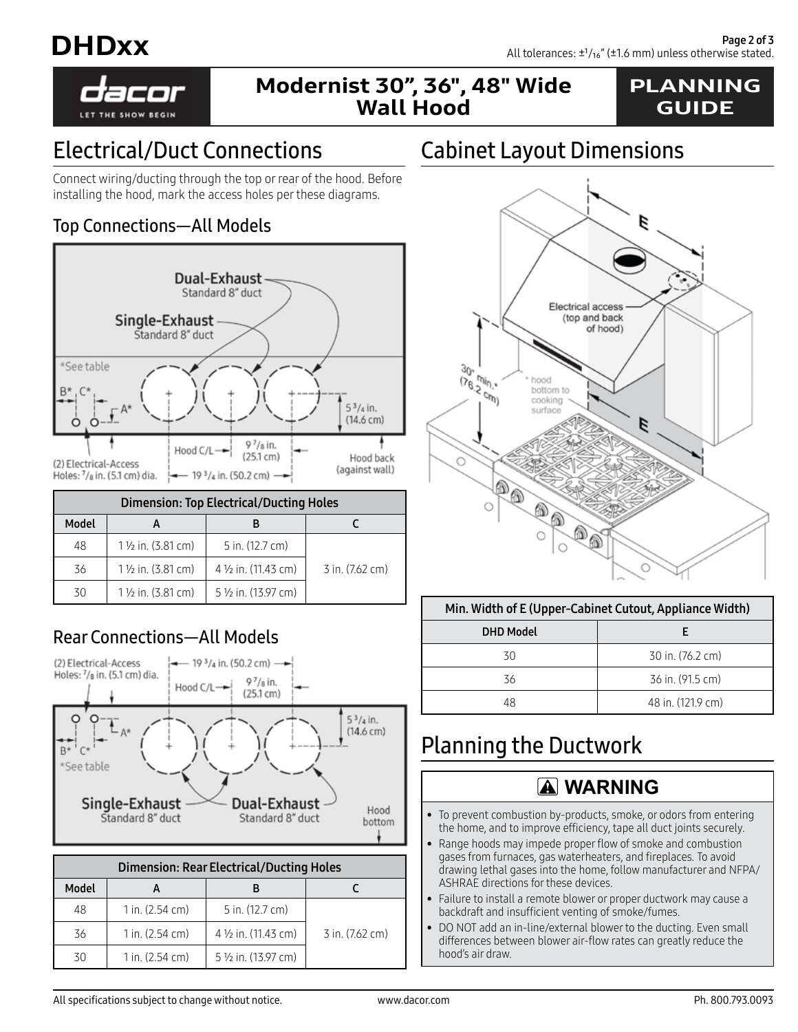# Modernist 30", 36", 48" Wide Wall Hood

## PLANNING GUIDE

All tolerances: ±1/16" (±1.6 mm) unless otherwise stated.

## Electrical/Duct Connections

Connect wiring/ducting through the top or rear of the hood. Before installing the hood, mark the access holes per these diagrams.

### Top Connections—All Models

Dual-Exhaust
Standard 8" duct

Single-Exhaust
Standard 8" duct

*See table

B* C* A*

5 3/4 in. (14.6 cm)

(2) Electrical-Access Holes: 7/8 in. (5.1 cm) dia.

Hood C/L

9 7/8 in. (25.1 cm)

19 3/4 in. (50.2 cm)

Hood back (against wall)

| Dimension: Top Electrical/Ducting Holes | | | |
|---|---|---|---|
| Model | A | B | C |
| 48 | 1 ½ in. (3.81 cm) | 5 in. (12.7 cm) | 3 in. (7.62 cm) |
| 36 | 1 ½ in. (3.81 cm) | 4 ½ in. (11.43 cm) | 3 in. (7.62 cm) |
| 30 | 1 ½ in. (3.81 cm) | 5 ½ in. (13.97 cm) | 3 in. (7.62 cm) |

### Rear Connections—All Models

(2) Electrical-Access Holes: 7/8 in. (5.1 cm) dia.

19 3/4 in. (50.2 cm)

Hood C/L

9 7/8 in. (25.1 cm)

5 3/4 in. (14.6 cm)

B* C* A*

*See table

Single-Exhaust
Standard 8" duct

Dual-Exhaust
Standard 8" duct

Hood bottom

| Dimension: Rear Electrical/Ducting Holes | | | |
|---|---|---|---|
| Model | A | B | C |
| 48 | 1 in. (2.54 cm) | 5 in. (12.7 cm) | 3 in. (7.62 cm) |
| 36 | 1 in. (2.54 cm) | 4 ½ in. (11.43 cm) | 3 in. (7.62 cm) |
| 30 | 1 in. (2.54 cm) | 5 ½ in. (13.97 cm) | 3 in. (7.62 cm) |

## Cabinet Layout Dimensions

E

Electrical access (top and back of hood)

30" min.* (76.2 cm)

* hood bottom to cooking surface

E

| Min. Width of E (Upper-Cabinet Cutout, Appliance Width) | |
|---|---|
| DHD Model | E |
| 30 | 30 in. (76.2 cm) |
| 36 | 36 in. (91.5 cm) |
| 48 | 48 in. (121.9 cm) |

## Planning the Ductwork

**⚠ WARNING**

- To prevent combustion by-products, smoke, or odors from entering the home, and to improve efficiency, tape all duct joints securely.
- Range hoods may impede proper flow of smoke and combustion gases from furnaces, gas waterheaters, and fireplaces. To avoid drawing lethal gases into the home, follow manufacturer and NFPA/ASHRAE directions for these devices.
- Failure to install a remote blower or proper ductwork may cause a backdraft and insufficient venting of smoke/fumes.
- DO NOT add an in-line/external blower to the ducting. Even small differences between blower air-flow rates can greatly reduce the hood's air draw.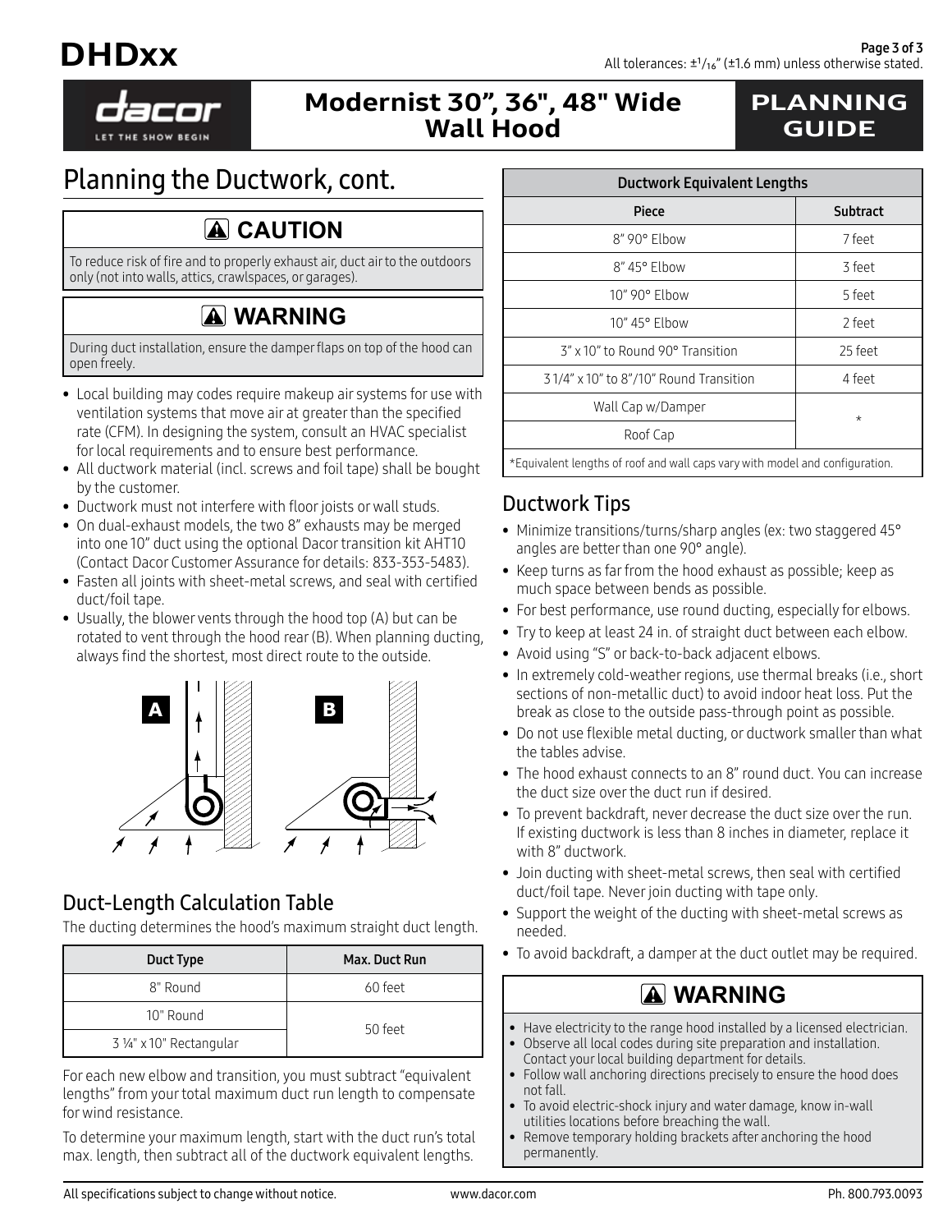# DHDxx

All tolerances: ±1/16" (±1.6 mm) unless otherwise stated.

## Modernist 30", 36", 48" Wide Wall Hood

## PLANNING GUIDE

## Planning the Ductwork, cont.

### ⚠ CAUTION

To reduce risk of fire and to properly exhaust air, duct air to the outdoors only (not into walls, attics, crawlspaces, or garages).

### ⚠ WARNING

During duct installation, ensure the damper flaps on top of the hood can open freely.

- Local building may codes require makeup air systems for use with ventilation systems that move air at greater than the specified rate (CFM). In designing the system, consult an HVAC specialist for local requirements and to ensure best performance.
- All ductwork material (incl. screws and foil tape) shall be bought by the customer.
- Ductwork must not interfere with floor joists or wall studs.
- On dual-exhaust models, the two 8" exhausts may be merged into one 10" duct using the optional Dacor transition kit AHT10 (Contact Dacor Customer Assurance for details: 833-353-5483).
- Fasten all joints with sheet-metal screws, and seal with certified duct/foil tape.
- Usually, the blower vents through the hood top (A) but can be rotated to vent through the hood rear (B). When planning ducting, always find the shortest, most direct route to the outside.

A

B

### Duct-Length Calculation Table

The ducting determines the hood's maximum straight duct length.

| Duct Type | Max. Duct Run |
|---|---|
| 8" Round | 60 feet |
| 10" Round | 50 feet |
| 3 ¼" x 10" Rectangular | 50 feet |

For each new elbow and transition, you must subtract "equivalent lengths" from your total maximum duct run length to compensate for wind resistance.

To determine your maximum length, start with the duct run's total max. length, then subtract all of the ductwork equivalent lengths.

| Ductwork Equivalent Lengths | |
|---|---|
| **Piece** | **Subtract** |
| 8" 90° Elbow | 7 feet |
| 8" 45° Elbow | 3 feet |
| 10" 90° Elbow | 5 feet |
| 10" 45° Elbow | 2 feet |
| 3" x 10" to Round 90° Transition | 25 feet |
| 3 1/4" x 10" to 8"/10" Round Transition | 4 feet |
| Wall Cap w/Damper | * |
| Roof Cap | * |

*Equivalent lengths of roof and wall caps vary with model and configuration.

### Ductwork Tips

- Minimize transitions/turns/sharp angles (ex: two staggered 45° angles are better than one 90° angle).
- Keep turns as far from the hood exhaust as possible; keep as much space between bends as possible.
- For best performance, use round ducting, especially for elbows.
- Try to keep at least 24 in. of straight duct between each elbow.
- Avoid using "S" or back-to-back adjacent elbows.
- In extremely cold-weather regions, use thermal breaks (i.e., short sections of non-metallic duct) to avoid indoor heat loss. Put the break as close to the outside pass-through point as possible.
- Do not use flexible metal ducting, or ductwork smaller than what the tables advise.
- The hood exhaust connects to an 8" round duct. You can increase the duct size over the duct run if desired.
- To prevent backdraft, never decrease the duct size over the run. If existing ductwork is less than 8 inches in diameter, replace it with 8" ductwork.
- Join ducting with sheet-metal screws, then seal with certified duct/foil tape. Never join ducting with tape only.
- Support the weight of the ducting with sheet-metal screws as needed.
- To avoid backdraft, a damper at the duct outlet may be required.

### ⚠ WARNING

- Have electricity to the range hood installed by a licensed electrician.
- Observe all local codes during site preparation and installation. Contact your local building department for details.
- Follow wall anchoring directions precisely to ensure the hood does not fall.
- To avoid electric-shock injury and water damage, know in-wall utilities locations before breaching the wall.
- Remove temporary holding brackets after anchoring the hood permanently.